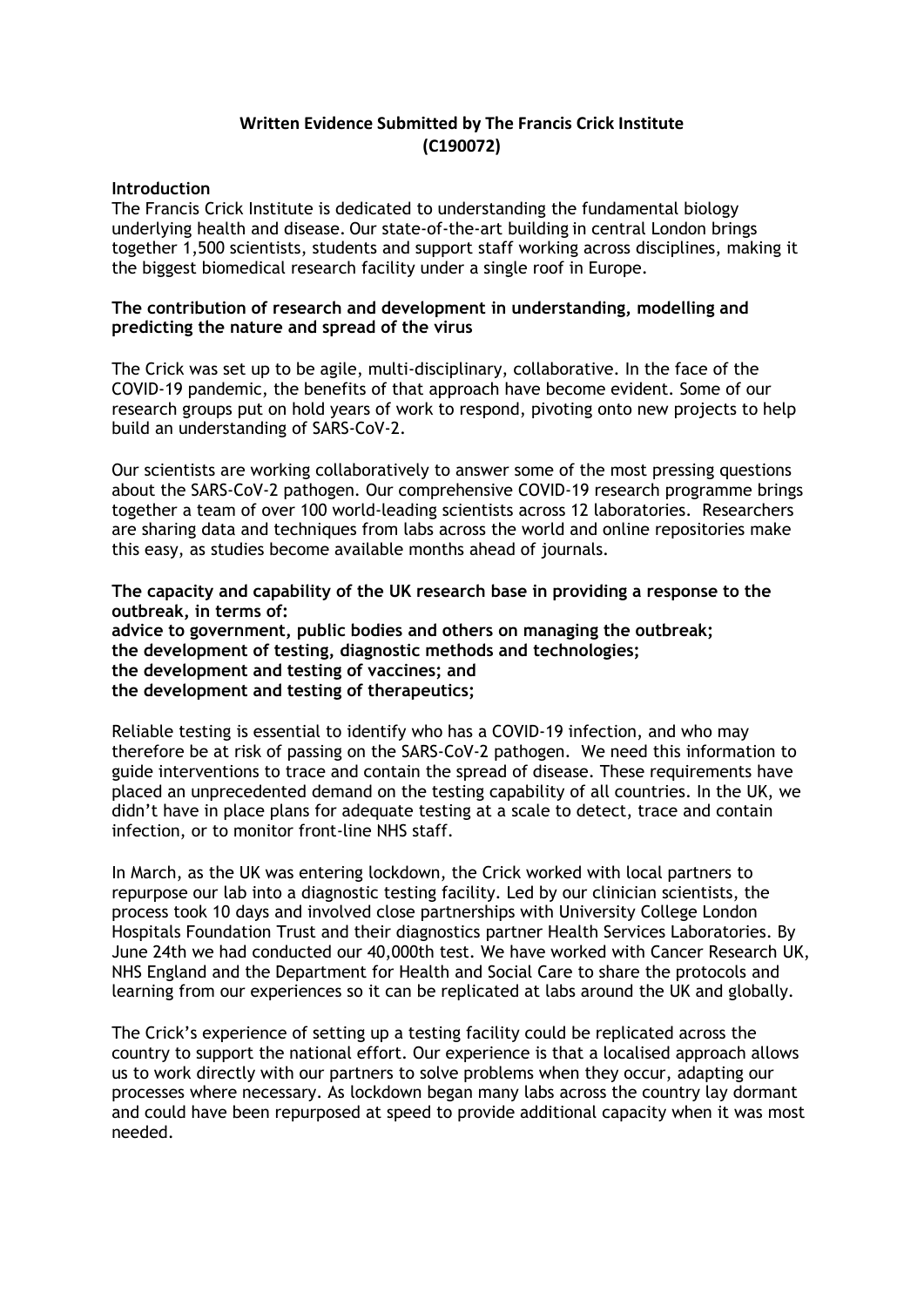# Written Evidence Submitted by The Francis Crick Institute (C190072)

## Introduction

The Francis Crick Institute is dedicated to understanding the fundamental biology underlying health and disease. Our state-of-the-art building in central London brings together 1,500 scientists, students and support staff working across disciplines, making it the biggest biomedical research facility under a single roof in Europe.

## The contribution of research and development in understanding, modelling and predicting the nature and spread of the virus

The Crick was set up to be agile, multi-disciplinary, collaborative. In the face of the COVID-19 pandemic, the benefits of that approach have become evident. Some of our research groups put on hold years of work to respond, pivoting onto new projects to help build an understanding of SARS-CoV-2.

Our scientists are working collaboratively to answer some of the most pressing questions about the SARS-CoV-2 pathogen. Our comprehensive COVID-19 research programme brings together a team of over 100 world-leading scientists across 12 laboratories. Researchers are sharing data and techniques from labs across the world and online repositories make this easy, as studies become available months ahead of journals.

## The capacity and capability of the UK research base in providing a response to the outbreak, in terms of:

**advice to government, public bodies and others on managing the outbreak;**
**the development of testing, diagnostic methods and technologies;**
**the development and testing of vaccines; and**
**the development and testing of therapeutics;**

Reliable testing is essential to identify who has a COVID-19 infection, and who may therefore be at risk of passing on the SARS-CoV-2 pathogen. We need this information to guide interventions to trace and contain the spread of disease. These requirements have placed an unprecedented demand on the testing capability of all countries. In the UK, we didn't have in place plans for adequate testing at a scale to detect, trace and contain infection, or to monitor front-line NHS staff.

In March, as the UK was entering lockdown, the Crick worked with local partners to repurpose our lab into a diagnostic testing facility. Led by our clinician scientists, the process took 10 days and involved close partnerships with University College London Hospitals Foundation Trust and their diagnostics partner Health Services Laboratories. By June 24th we had conducted our 40,000th test. We have worked with Cancer Research UK, NHS England and the Department for Health and Social Care to share the protocols and learning from our experiences so it can be replicated at labs around the UK and globally.

The Crick's experience of setting up a testing facility could be replicated across the country to support the national effort. Our experience is that a localised approach allows us to work directly with our partners to solve problems when they occur, adapting our processes where necessary. As lockdown began many labs across the country lay dormant and could have been repurposed at speed to provide additional capacity when it was most needed.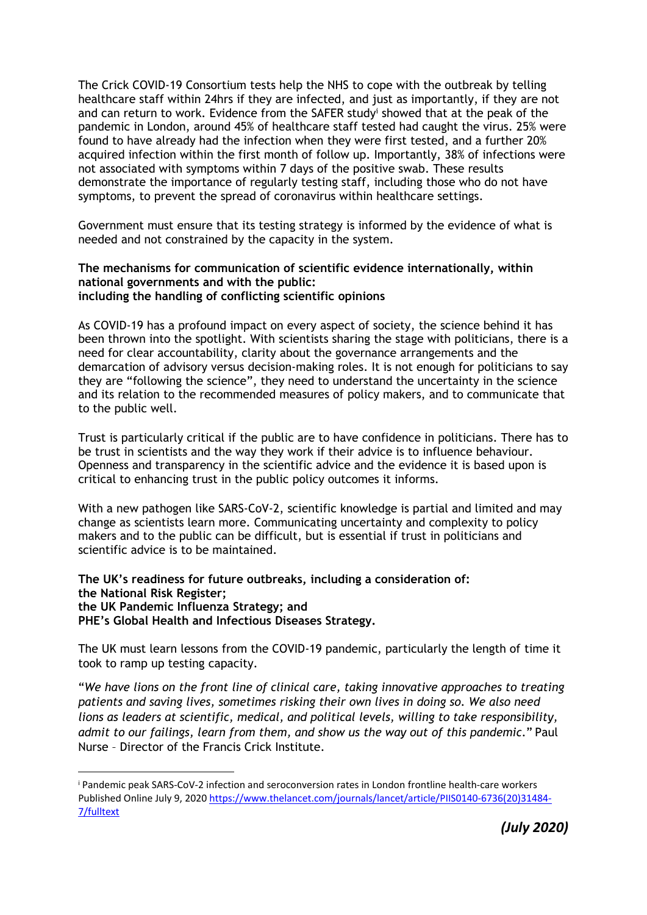The Crick COVID-19 Consortium tests help the NHS to cope with the outbreak by telling healthcare staff within 24hrs if they are infected, and just as importantly, if they are not and can return to work. Evidence from the SAFER study[i] showed that at the peak of the pandemic in London, around 45% of healthcare staff tested had caught the virus. 25% were found to have already had the infection when they were first tested, and a further 20% acquired infection within the first month of follow up. Importantly, 38% of infections were not associated with symptoms within 7 days of the positive swab. These results demonstrate the importance of regularly testing staff, including those who do not have symptoms, to prevent the spread of coronavirus within healthcare settings.

Government must ensure that its testing strategy is informed by the evidence of what is needed and not constrained by the capacity in the system.

**The mechanisms for communication of scientific evidence internationally, within national governments and with the public:**
**including the handling of conflicting scientific opinions**

As COVID-19 has a profound impact on every aspect of society, the science behind it has been thrown into the spotlight. With scientists sharing the stage with politicians, there is a need for clear accountability, clarity about the governance arrangements and the demarcation of advisory versus decision-making roles. It is not enough for politicians to say they are "following the science", they need to understand the uncertainty in the science and its relation to the recommended measures of policy makers, and to communicate that to the public well.

Trust is particularly critical if the public are to have confidence in politicians. There has to be trust in scientists and the way they work if their advice is to influence behaviour. Openness and transparency in the scientific advice and the evidence it is based upon is critical to enhancing trust in the public policy outcomes it informs.

With a new pathogen like SARS-CoV-2, scientific knowledge is partial and limited and may change as scientists learn more. Communicating uncertainty and complexity to policy makers and to the public can be difficult, but is essential if trust in politicians and scientific advice is to be maintained.

**The UK's readiness for future outbreaks, including a consideration of:**
**the National Risk Register;**
**the UK Pandemic Influenza Strategy; and**
**PHE's Global Health and Infectious Diseases Strategy.**

The UK must learn lessons from the COVID-19 pandemic, particularly the length of time it took to ramp up testing capacity.

"*We have lions on the front line of clinical care, taking innovative approaches to treating patients and saving lives, sometimes risking their own lives in doing so. We also need lions as leaders at scientific, medical, and political levels, willing to take responsibility, admit to our failings, learn from them, and show us the way out of this pandemic.*" Paul Nurse – Director of the Francis Crick Institute.

---

[i] Pandemic peak SARS-CoV-2 infection and seroconversion rates in London frontline health-care workers Published Online July 9, 2020 https://www.thelancet.com/journals/lancet/article/PIIS0140-6736(20)31484-7/fulltext

***(July 2020)***